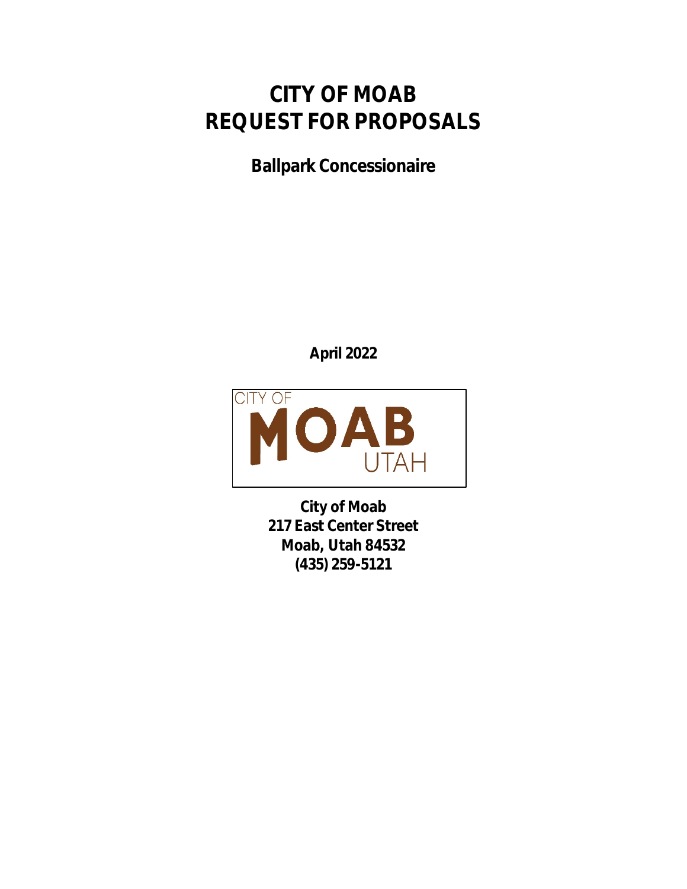# CITY OF MOAB
# REQUEST FOR PROPOSALS

## Ballpark Concessionaire

**April 2022**

**City of Moab**
**217 East Center Street**
**Moab, Utah 84532**
**(435) 259-5121**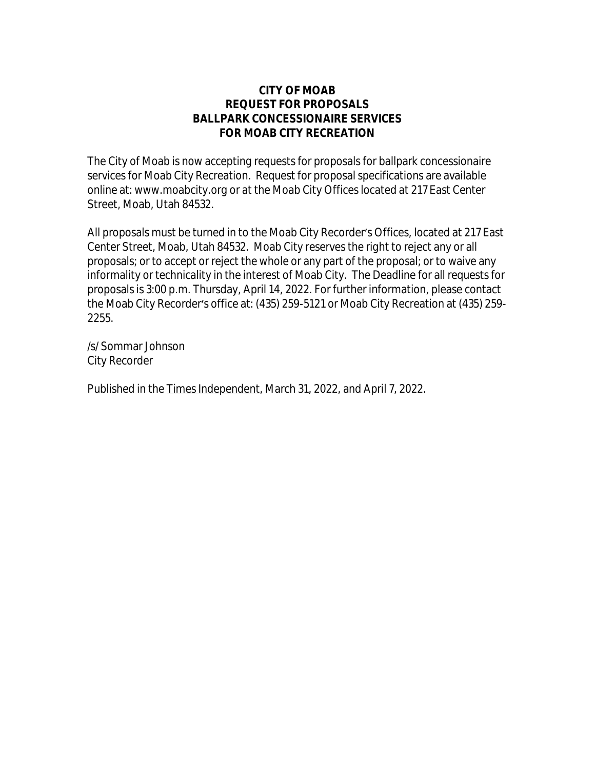**CITY OF MOAB**
**REQUEST FOR PROPOSALS**
**BALLPARK CONCESSIONAIRE SERVICES**
**FOR MOAB CITY RECREATION**

The City of Moab is now accepting requests for proposals for ballpark concessionaire services for Moab City Recreation. Request for proposal specifications are available online at: www.moabcity.org or at the Moab City Offices located at 217 East Center Street, Moab, Utah 84532.

All proposals must be turned in to the Moab City Recorder's Offices, located at 217 East Center Street, Moab, Utah 84532. Moab City reserves the right to reject any or all proposals; or to accept or reject the whole or any part of the proposal; or to waive any informality or technicality in the interest of Moab City. The Deadline for all requests for proposals is 3:00 p.m. Thursday, April 14, 2022. For further information, please contact the Moab City Recorder's office at: (435) 259-5121 or Moab City Recreation at (435) 259-2255.

/s/ Sommar Johnson
City Recorder

Published in the Times Independent, March 31, 2022, and April 7, 2022.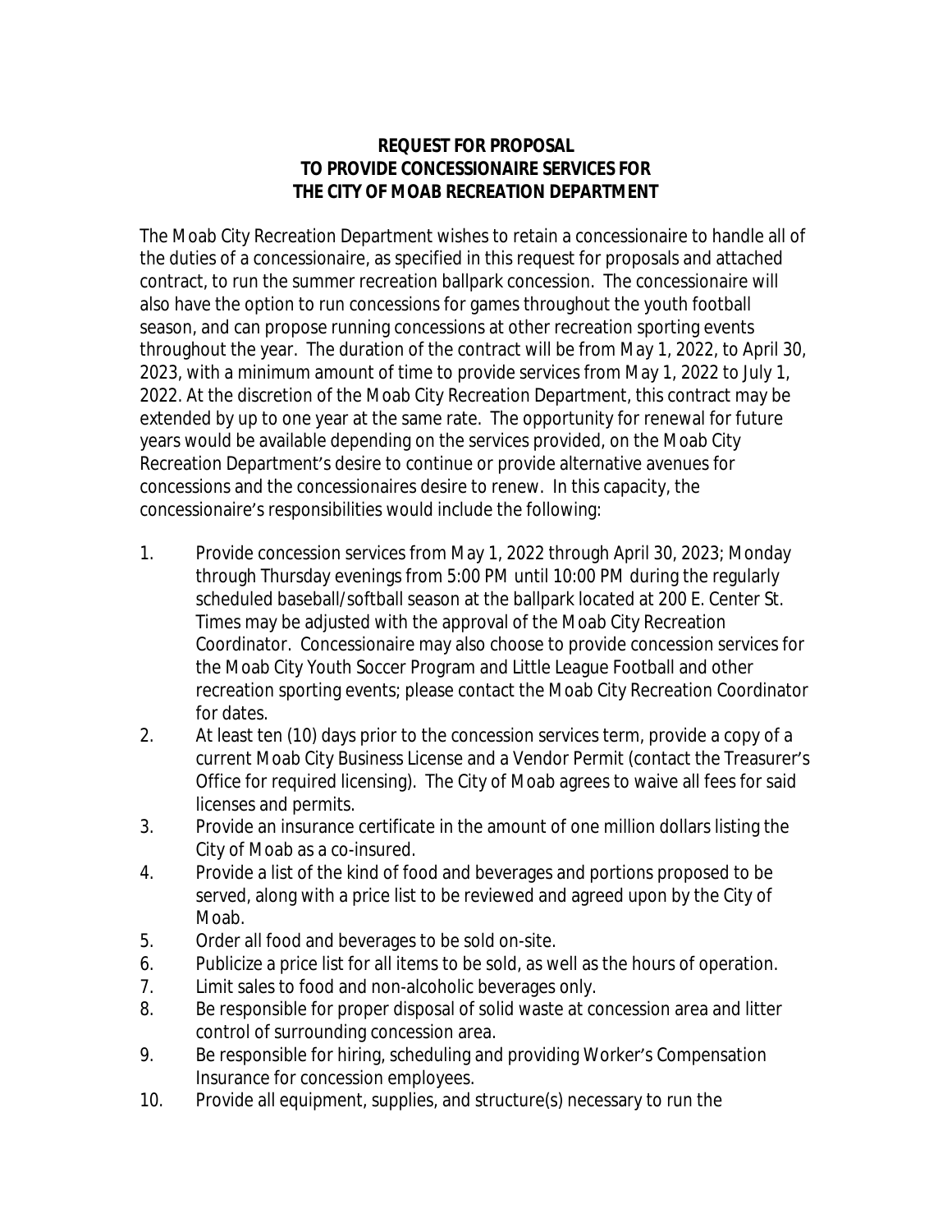# REQUEST FOR PROPOSAL
# TO PROVIDE CONCESSIONAIRE SERVICES FOR
# THE CITY OF MOAB RECREATION DEPARTMENT

The Moab City Recreation Department wishes to retain a concessionaire to handle all of the duties of a concessionaire, as specified in this request for proposals and attached contract, to run the summer recreation ballpark concession. The concessionaire will also have the option to run concessions for games throughout the youth football season, and can propose running concessions at other recreation sporting events throughout the year. The duration of the contract will be from May 1, 2022, to April 30, 2023, with a minimum amount of time to provide services from May 1, 2022 to July 1, 2022. At the discretion of the Moab City Recreation Department, this contract may be extended by up to one year at the same rate. The opportunity for renewal for future years would be available depending on the services provided, on the Moab City Recreation Department's desire to continue or provide alternative avenues for concessions and the concessionaires desire to renew. In this capacity, the concessionaire's responsibilities would include the following:

1. Provide concession services from May 1, 2022 through April 30, 2023; Monday through Thursday evenings from 5:00 PM until 10:00 PM during the regularly scheduled baseball/softball season at the ballpark located at 200 E. Center St. Times may be adjusted with the approval of the Moab City Recreation Coordinator. Concessionaire may also choose to provide concession services for the Moab City Youth Soccer Program and Little League Football and other recreation sporting events; please contact the Moab City Recreation Coordinator for dates.
2. At least ten (10) days prior to the concession services term, provide a copy of a current Moab City Business License and a Vendor Permit (contact the Treasurer's Office for required licensing). The City of Moab agrees to waive all fees for said licenses and permits.
3. Provide an insurance certificate in the amount of one million dollars listing the City of Moab as a co-insured.
4. Provide a list of the kind of food and beverages and portions proposed to be served, along with a price list to be reviewed and agreed upon by the City of Moab.
5. Order all food and beverages to be sold on-site.
6. Publicize a price list for all items to be sold, as well as the hours of operation.
7. Limit sales to food and non-alcoholic beverages only.
8. Be responsible for proper disposal of solid waste at concession area and litter control of surrounding concession area.
9. Be responsible for hiring, scheduling and providing Worker's Compensation Insurance for concession employees.
10. Provide all equipment, supplies, and structure(s) necessary to run the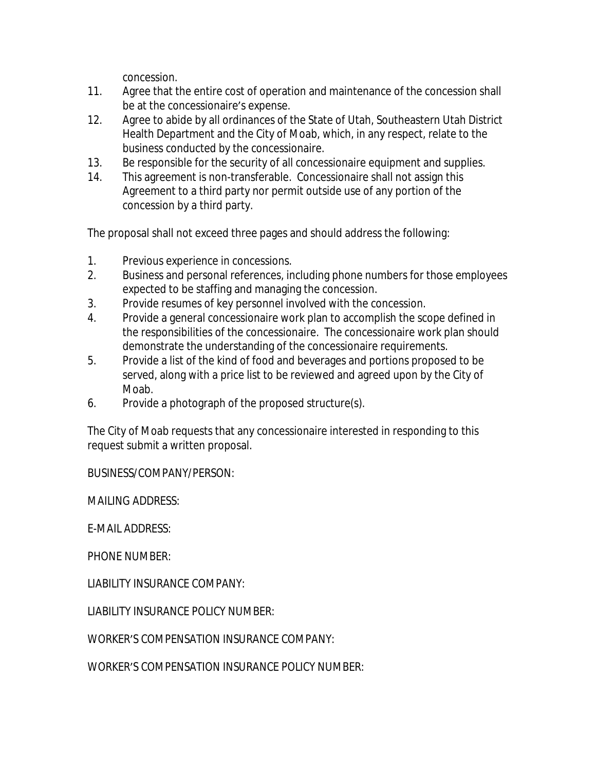concession.

11. Agree that the entire cost of operation and maintenance of the concession shall be at the concessionaire's expense.
12. Agree to abide by all ordinances of the State of Utah, Southeastern Utah District Health Department and the City of Moab, which, in any respect, relate to the business conducted by the concessionaire.
13. Be responsible for the security of all concessionaire equipment and supplies.
14. This agreement is non-transferable. Concessionaire shall not assign this Agreement to a third party nor permit outside use of any portion of the concession by a third party.

The proposal shall not exceed three pages and should address the following:

1. Previous experience in concessions.
2. Business and personal references, including phone numbers for those employees expected to be staffing and managing the concession.
3. Provide resumes of key personnel involved with the concession.
4. Provide a general concessionaire work plan to accomplish the scope defined in the responsibilities of the concessionaire. The concessionaire work plan should demonstrate the understanding of the concessionaire requirements.
5. Provide a list of the kind of food and beverages and portions proposed to be served, along with a price list to be reviewed and agreed upon by the City of Moab.
6. Provide a photograph of the proposed structure(s).

The City of Moab requests that any concessionaire interested in responding to this request submit a written proposal.

BUSINESS/COMPANY/PERSON:

MAILING ADDRESS:

E-MAIL ADDRESS:

PHONE NUMBER:

LIABILITY INSURANCE COMPANY:

LIABILITY INSURANCE POLICY NUMBER:

WORKER'S COMPENSATION INSURANCE COMPANY:

WORKER'S COMPENSATION INSURANCE POLICY NUMBER: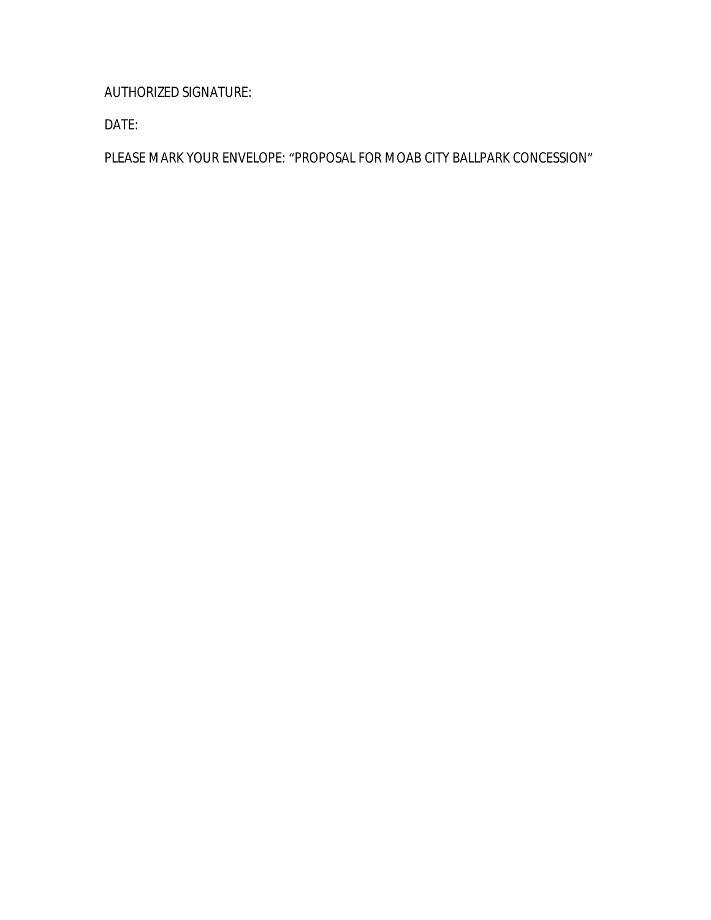AUTHORIZED SIGNATURE:

DATE:

PLEASE MARK YOUR ENVELOPE: “PROPOSAL FOR MOAB CITY BALLPARK CONCESSION”